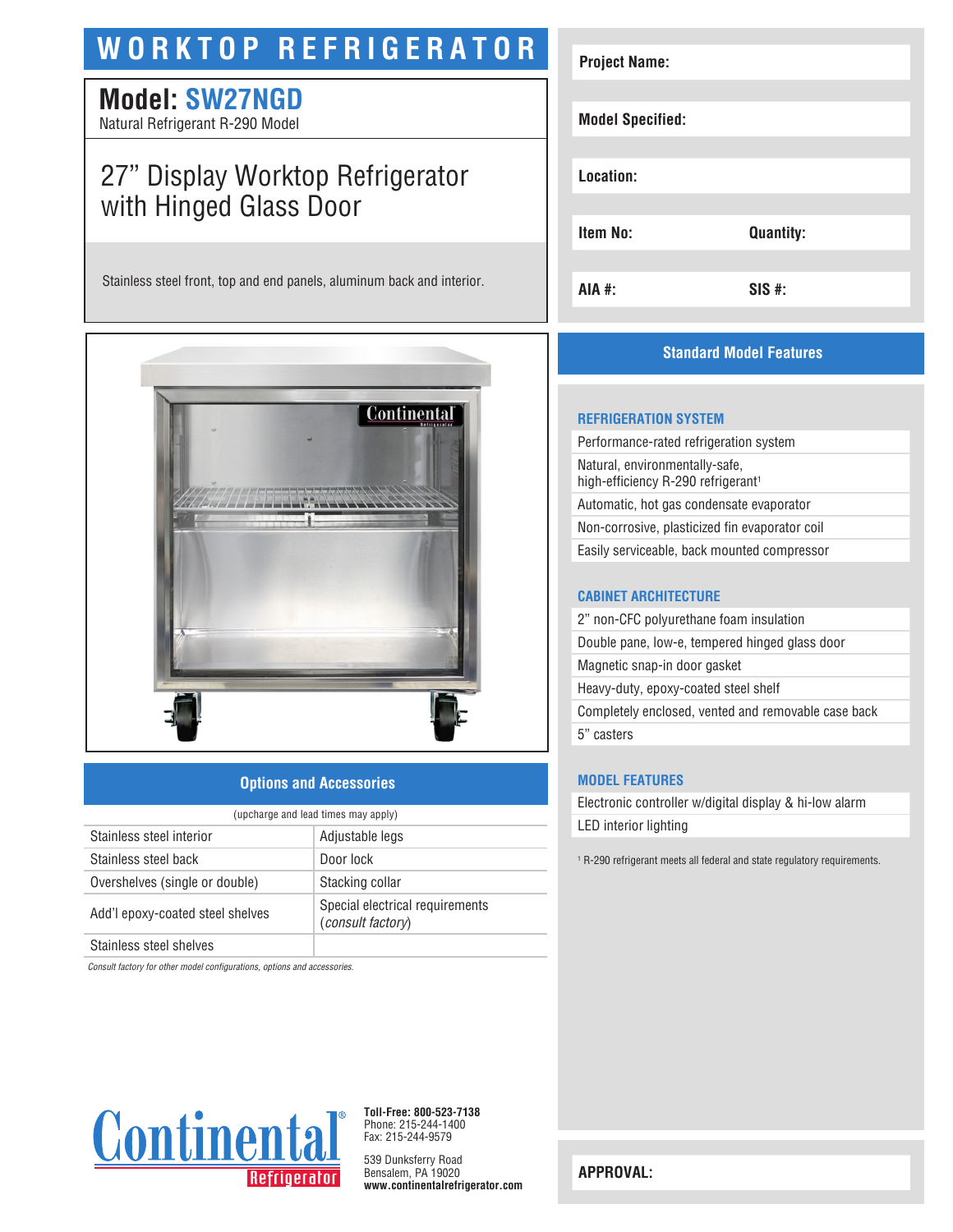# WORKTOP REFRIGERATOR

## Model: SW27NGD

Natural Refrigerant R-290 Model

## 27" Display Worktop Refrigerator with Hinged Glass Door

Stainless steel front, top and end panels, aluminum back and interior.

| Project Name: | |
|---|---|
| Model Specified: | |
| Location: | |
| Item No: | Quantity: |
| AIA #: | SIS #: |

### Options and Accessories

(upcharge and lead times may apply)

| | |
|---|---|
| Stainless steel interior | Adjustable legs |
| Stainless steel back | Door lock |
| Overshelves (single or double) | Stacking collar |
| Add'l epoxy-coated steel shelves | Special electrical requirements (*consult factory*) |
| Stainless steel shelves | |

*Consult factory for other model configurations, options and accessories.*

### Standard Model Features

#### REFRIGERATION SYSTEM

- Performance-rated refrigeration system
- Natural, environmentally-safe, high-efficiency R-290 refrigerant[1]
- Automatic, hot gas condensate evaporator
- Non-corrosive, plasticized fin evaporator coil
- Easily serviceable, back mounted compressor

#### CABINET ARCHITECTURE

- 2" non-CFC polyurethane foam insulation
- Double pane, low-e, tempered hinged glass door
- Magnetic snap-in door gasket
- Heavy-duty, epoxy-coated steel shelf
- Completely enclosed, vented and removable case back
- 5" casters

#### MODEL FEATURES

- Electronic controller w/digital display & hi-low alarm
- LED interior lighting

[1] R-290 refrigerant meets all federal and state regulatory requirements.

Continental Refrigerator

**Toll-Free: 800-523-7138**
Phone: 215-244-1400
Fax: 215-244-9579

539 Dunksferry Road
Bensalem, PA 19020
**www.continentalrefrigerator.com**

**APPROVAL:**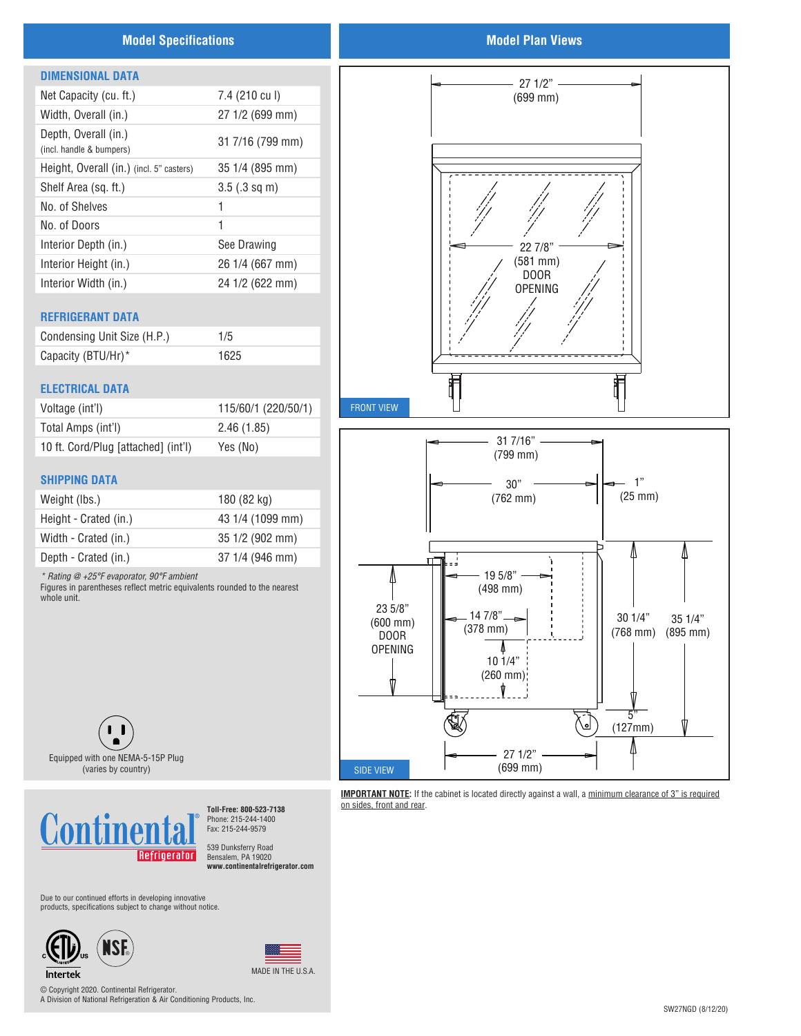## Model Specifications

### DIMENSIONAL DATA

| | |
|---|---|
| Net Capacity (cu. ft.) | 7.4 (210 cu l) |
| Width, Overall (in.) | 27 1/2 (699 mm) |
| Depth, Overall (in.) (incl. handle & bumpers) | 31 7/16 (799 mm) |
| Height, Overall (in.) (incl. 5" casters) | 35 1/4 (895 mm) |
| Shelf Area (sq. ft.) | 3.5 (.3 sq m) |
| No. of Shelves | 1 |
| No. of Doors | 1 |
| Interior Depth (in.) | See Drawing |
| Interior Height (in.) | 26 1/4 (667 mm) |
| Interior Width (in.) | 24 1/2 (622 mm) |

### REFRIGERANT DATA

| | |
|---|---|
| Condensing Unit Size (H.P.) | 1/5 |
| Capacity (BTU/Hr)* | 1625 |

### ELECTRICAL DATA

| | |
|---|---|
| Voltage (int'l) | 115/60/1 (220/50/1) |
| Total Amps (int'l) | 2.46 (1.85) |
| 10 ft. Cord/Plug [attached] (int'l) | Yes (No) |

### SHIPPING DATA

| | |
|---|---|
| Weight (lbs.) | 180 (82 kg) |
| Height - Crated (in.) | 43 1/4 (1099 mm) |
| Width - Crated (in.) | 35 1/2 (902 mm) |
| Depth - Crated (in.) | 37 1/4 (946 mm) |

*\* Rating @ +25°F evaporator, 90°F ambient*

Figures in parentheses reflect metric equivalents rounded to the nearest whole unit.

Equipped with one NEMA-5-15P Plug (varies by country)

**Continental Refrigerator**

**Toll-Free: 800-523-7138**
Phone: 215-244-1400
Fax: 215-244-9579

539 Dunksferry Road
Bensalem, PA 19020
**www.continentalrefrigerator.com**

Due to our continued efforts in developing innovative products, specifications subject to change without notice.

Intertek

MADE IN THE U.S.A.

© Copyright 2020. Continental Refrigerator.
A Division of National Refrigeration & Air Conditioning Products, Inc.

## Model Plan Views

FRONT VIEW

27 1/2" (699 mm)

22 7/8" (581 mm) DOOR OPENING

SIDE VIEW

31 7/16" (799 mm)

30" (762 mm)

1" (25 mm)

19 5/8" (498 mm)

14 7/8" (378 mm)

10 1/4" (260 mm)

23 5/8" (600 mm) DOOR OPENING

30 1/4" (768 mm)

35 1/4" (895 mm)

5" (127mm)

27 1/2" (699 mm)

**IMPORTANT NOTE:** If the cabinet is located directly against a wall, a minimum clearance of 3" is required on sides, front and rear.

SW27NGD (8/12/20)